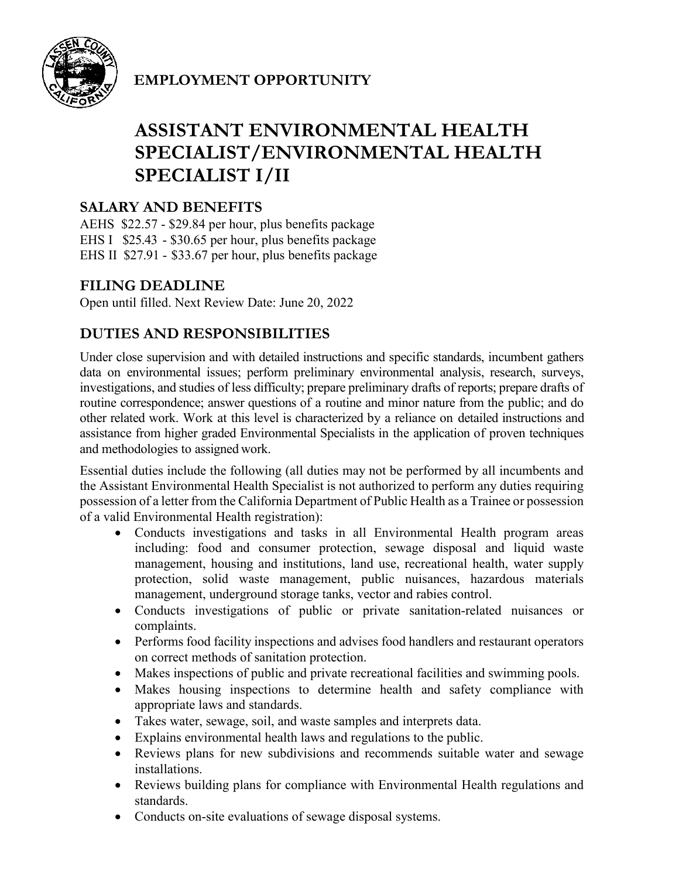**EMPLOYMENT OPPORTUNITY**

# ASSISTANT ENVIRONMENTAL HEALTH SPECIALIST/ENVIRONMENTAL HEALTH SPECIALIST I/II

## SALARY AND BENEFITS

AEHS $22.57 - $29.84 per hour, plus benefits package
EHS I $25.43 - $30.65 per hour, plus benefits package
EHS II $27.91 - $33.67 per hour, plus benefits package

## FILING DEADLINE

Open until filled. Next Review Date: June 20, 2022

## DUTIES AND RESPONSIBILITIES

Under close supervision and with detailed instructions and specific standards, incumbent gathers data on environmental issues; perform preliminary environmental analysis, research, surveys, investigations, and studies of less difficulty; prepare preliminary drafts of reports; prepare drafts of routine correspondence; answer questions of a routine and minor nature from the public; and do other related work. Work at this level is characterized by a reliance on detailed instructions and assistance from higher graded Environmental Specialists in the application of proven techniques and methodologies to assigned work.

Essential duties include the following (all duties may not be performed by all incumbents and the Assistant Environmental Health Specialist is not authorized to perform any duties requiring possession of a letter from the California Department of Public Health as a Trainee or possession of a valid Environmental Health registration):

- Conducts investigations and tasks in all Environmental Health program areas including: food and consumer protection, sewage disposal and liquid waste management, housing and institutions, land use, recreational health, water supply protection, solid waste management, public nuisances, hazardous materials management, underground storage tanks, vector and rabies control.
- Conducts investigations of public or private sanitation-related nuisances or complaints.
- Performs food facility inspections and advises food handlers and restaurant operators on correct methods of sanitation protection.
- Makes inspections of public and private recreational facilities and swimming pools.
- Makes housing inspections to determine health and safety compliance with appropriate laws and standards.
- Takes water, sewage, soil, and waste samples and interprets data.
- Explains environmental health laws and regulations to the public.
- Reviews plans for new subdivisions and recommends suitable water and sewage installations.
- Reviews building plans for compliance with Environmental Health regulations and standards.
- Conducts on-site evaluations of sewage disposal systems.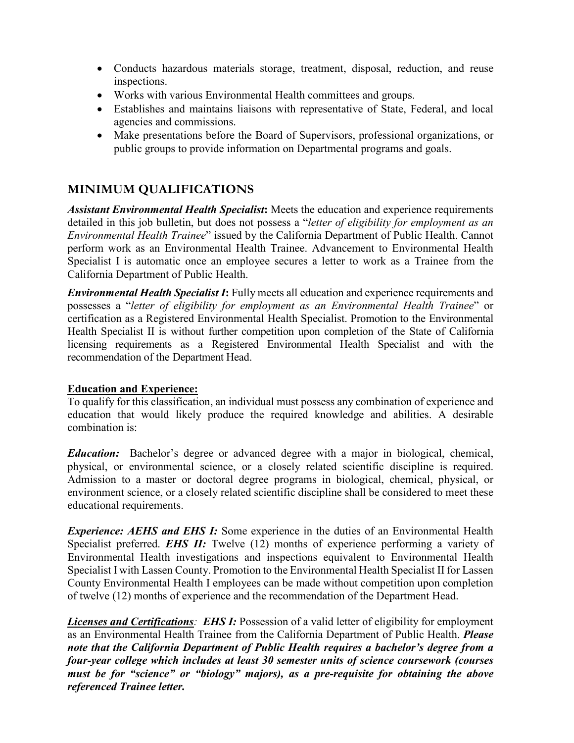- Conducts hazardous materials storage, treatment, disposal, reduction, and reuse inspections.
- Works with various Environmental Health committees and groups.
- Establishes and maintains liaisons with representative of State, Federal, and local agencies and commissions.
- Make presentations before the Board of Supervisors, professional organizations, or public groups to provide information on Departmental programs and goals.

## MINIMUM QUALIFICATIONS

***Assistant Environmental Health Specialist*:** Meets the education and experience requirements detailed in this job bulletin, but does not possess a "*letter of eligibility for employment as an Environmental Health Trainee*" issued by the California Department of Public Health. Cannot perform work as an Environmental Health Trainee. Advancement to Environmental Health Specialist I is automatic once an employee secures a letter to work as a Trainee from the California Department of Public Health.

***Environmental Health Specialist I*:** Fully meets all education and experience requirements and possesses a "*letter of eligibility for employment as an Environmental Health Trainee*" or certification as a Registered Environmental Health Specialist. Promotion to the Environmental Health Specialist II is without further competition upon completion of the State of California licensing requirements as a Registered Environmental Health Specialist and with the recommendation of the Department Head.

**<u>Education and Experience:</u>**
To qualify for this classification, an individual must possess any combination of experience and education that would likely produce the required knowledge and abilities. A desirable combination is:

***Education:*** Bachelor's degree or advanced degree with a major in biological, chemical, physical, or environmental science, or a closely related scientific discipline is required. Admission to a master or doctoral degree programs in biological, chemical, physical, or environment science, or a closely related scientific discipline shall be considered to meet these educational requirements.

***Experience: AEHS and EHS I:*** Some experience in the duties of an Environmental Health Specialist preferred. ***EHS II:*** Twelve (12) months of experience performing a variety of Environmental Health investigations and inspections equivalent to Environmental Health Specialist I with Lassen County. Promotion to the Environmental Health Specialist II for Lassen County Environmental Health I employees can be made without competition upon completion of twelve (12) months of experience and the recommendation of the Department Head.

***<u>Licenses and Certifications</u>*:** ***EHS I:*** Possession of a valid letter of eligibility for employment as an Environmental Health Trainee from the California Department of Public Health. ***Please note that the California Department of Public Health requires a bachelor's degree from a four-year college which includes at least 30 semester units of science coursework (courses must be for "science" or "biology" majors), as a pre-requisite for obtaining the above referenced Trainee letter.***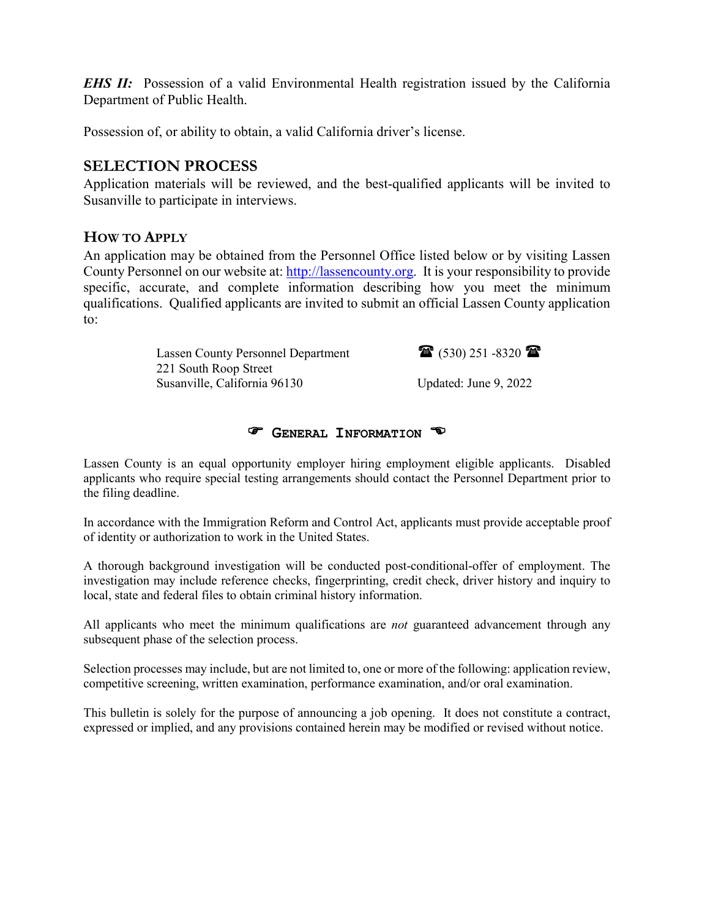***EHS II:*** Possession of a valid Environmental Health registration issued by the California Department of Public Health.

Possession of, or ability to obtain, a valid California driver's license.

## SELECTION PROCESS

Application materials will be reviewed, and the best-qualified applicants will be invited to Susanville to participate in interviews.

## HOW TO APPLY

An application may be obtained from the Personnel Office listed below or by visiting Lassen County Personnel on our website at: [http://lassencounty.org](http://lassencounty.org). It is your responsibility to provide specific, accurate, and complete information describing how you meet the minimum qualifications. Qualified applicants are invited to submit an official Lassen County application to:

Lassen County Personnel Department
221 South Roop Street
Susanville, California 96130

☎ (530) 251 -8320 ☎

Updated: June 9, 2022

## ☞ GENERAL INFORMATION ☜

Lassen County is an equal opportunity employer hiring employment eligible applicants. Disabled applicants who require special testing arrangements should contact the Personnel Department prior to the filing deadline.

In accordance with the Immigration Reform and Control Act, applicants must provide acceptable proof of identity or authorization to work in the United States.

A thorough background investigation will be conducted post-conditional-offer of employment. The investigation may include reference checks, fingerprinting, credit check, driver history and inquiry to local, state and federal files to obtain criminal history information.

All applicants who meet the minimum qualifications are *not* guaranteed advancement through any subsequent phase of the selection process.

Selection processes may include, but are not limited to, one or more of the following: application review, competitive screening, written examination, performance examination, and/or oral examination.

This bulletin is solely for the purpose of announcing a job opening. It does not constitute a contract, expressed or implied, and any provisions contained herein may be modified or revised without notice.